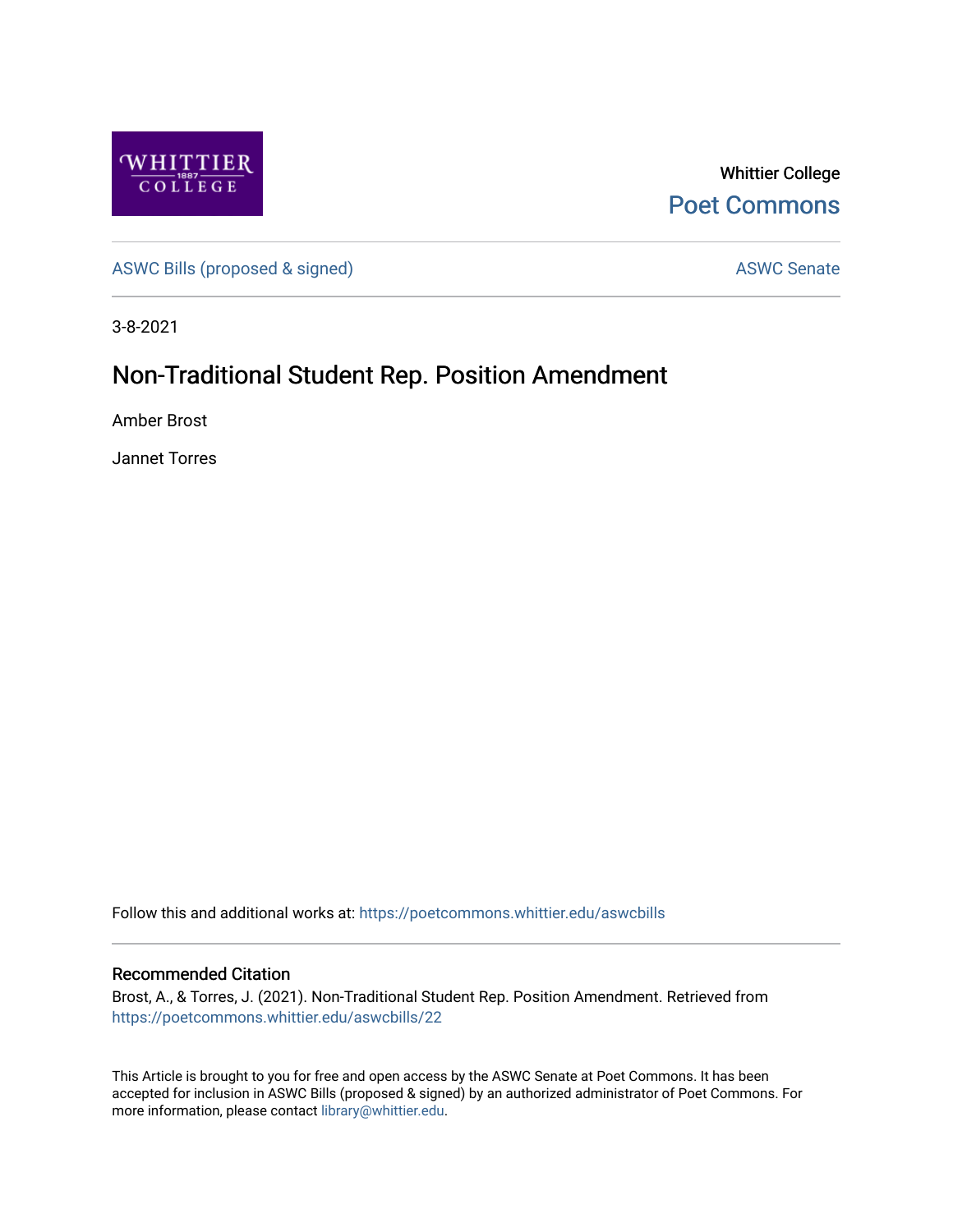Whittier College

Poet Commons

ASWC Bills (proposed & signed)

ASWC Senate

3-8-2021

# Non-Traditional Student Rep. Position Amendment

Amber Brost

Jannet Torres

Follow this and additional works at: https://poetcommons.whittier.edu/aswcbills

## Recommended Citation

Brost, A., & Torres, J. (2021). Non-Traditional Student Rep. Position Amendment. Retrieved from https://poetcommons.whittier.edu/aswcbills/22

This Article is brought to you for free and open access by the ASWC Senate at Poet Commons. It has been accepted for inclusion in ASWC Bills (proposed & signed) by an authorized administrator of Poet Commons. For more information, please contact library@whittier.edu.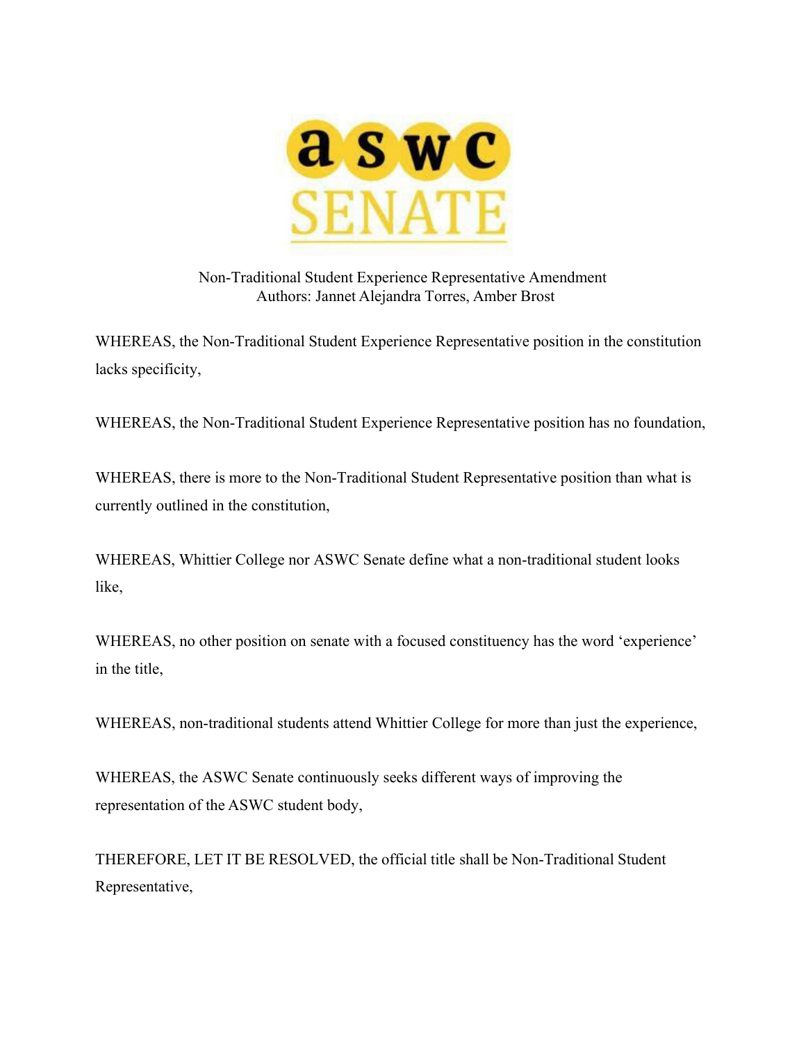aswc SENATE

Non-Traditional Student Experience Representative Amendment
Authors: Jannet Alejandra Torres, Amber Brost

WHEREAS, the Non-Traditional Student Experience Representative position in the constitution lacks specificity,

WHEREAS, the Non-Traditional Student Experience Representative position has no foundation,

WHEREAS, there is more to the Non-Traditional Student Representative position than what is currently outlined in the constitution,

WHEREAS, Whittier College nor ASWC Senate define what a non-traditional student looks like,

WHEREAS, no other position on senate with a focused constituency has the word 'experience' in the title,

WHEREAS, non-traditional students attend Whittier College for more than just the experience,

WHEREAS, the ASWC Senate continuously seeks different ways of improving the representation of the ASWC student body,

THEREFORE, LET IT BE RESOLVED, the official title shall be Non-Traditional Student Representative,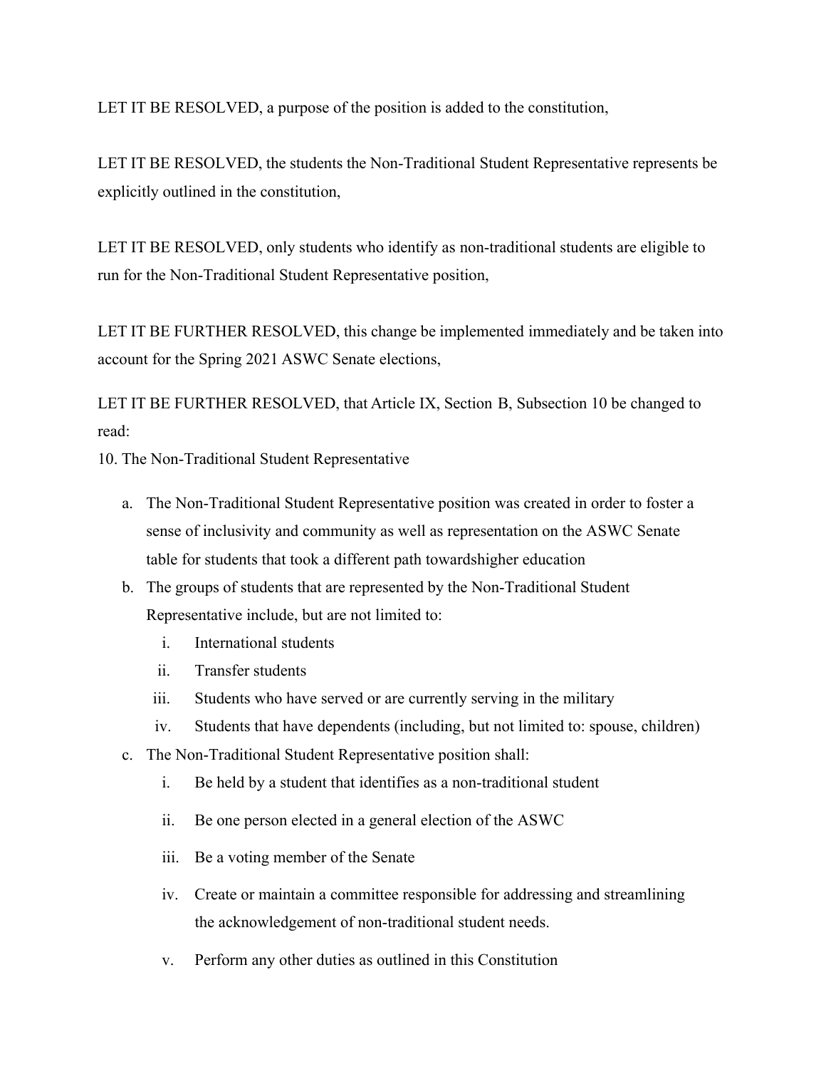LET IT BE RESOLVED, a purpose of the position is added to the constitution,

LET IT BE RESOLVED, the students the Non-Traditional Student Representative represents be explicitly outlined in the constitution,

LET IT BE RESOLVED, only students who identify as non-traditional students are eligible to run for the Non-Traditional Student Representative position,

LET IT BE FURTHER RESOLVED, this change be implemented immediately and be taken into account for the Spring 2021 ASWC Senate elections,

LET IT BE FURTHER RESOLVED, that Article IX, Section B, Subsection 10 be changed to read:

10. The Non-Traditional Student Representative

    a. The Non-Traditional Student Representative position was created in order to foster a sense of inclusivity and community as well as representation on the ASWC Senate table for students that took a different path towardshigher education
    b. The groups of students that are represented by the Non-Traditional Student Representative include, but are not limited to:
        i. International students
        ii. Transfer students
        iii. Students who have served or are currently serving in the military
        iv. Students that have dependents (including, but not limited to: spouse, children)
    c. The Non-Traditional Student Representative position shall:
        i. Be held by a student that identifies as a non-traditional student
        ii. Be one person elected in a general election of the ASWC
        iii. Be a voting member of the Senate
        iv. Create or maintain a committee responsible for addressing and streamlining the acknowledgement of non-traditional student needs.
        v. Perform any other duties as outlined in this Constitution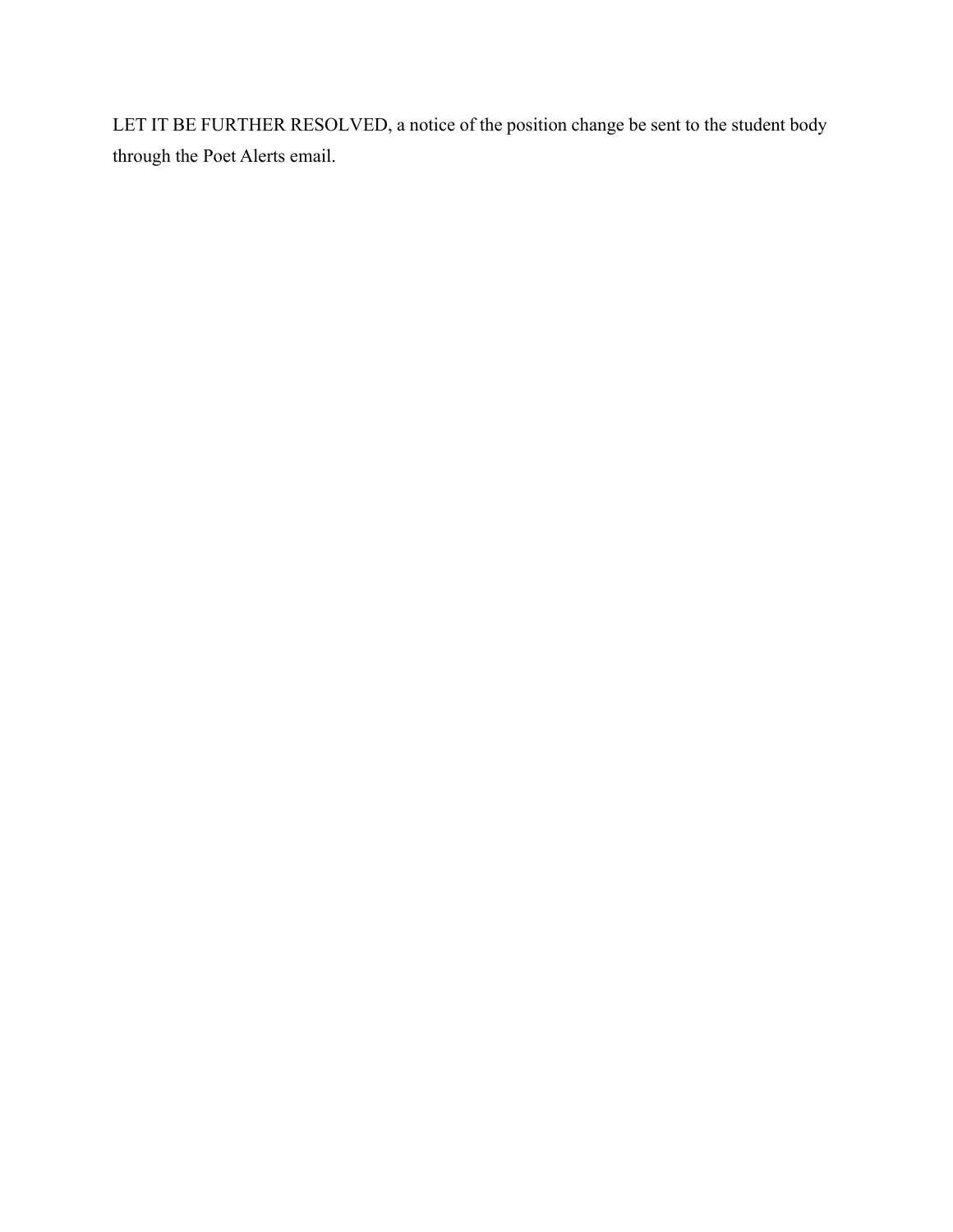LET IT BE FURTHER RESOLVED, a notice of the position change be sent to the student body through the Poet Alerts email.